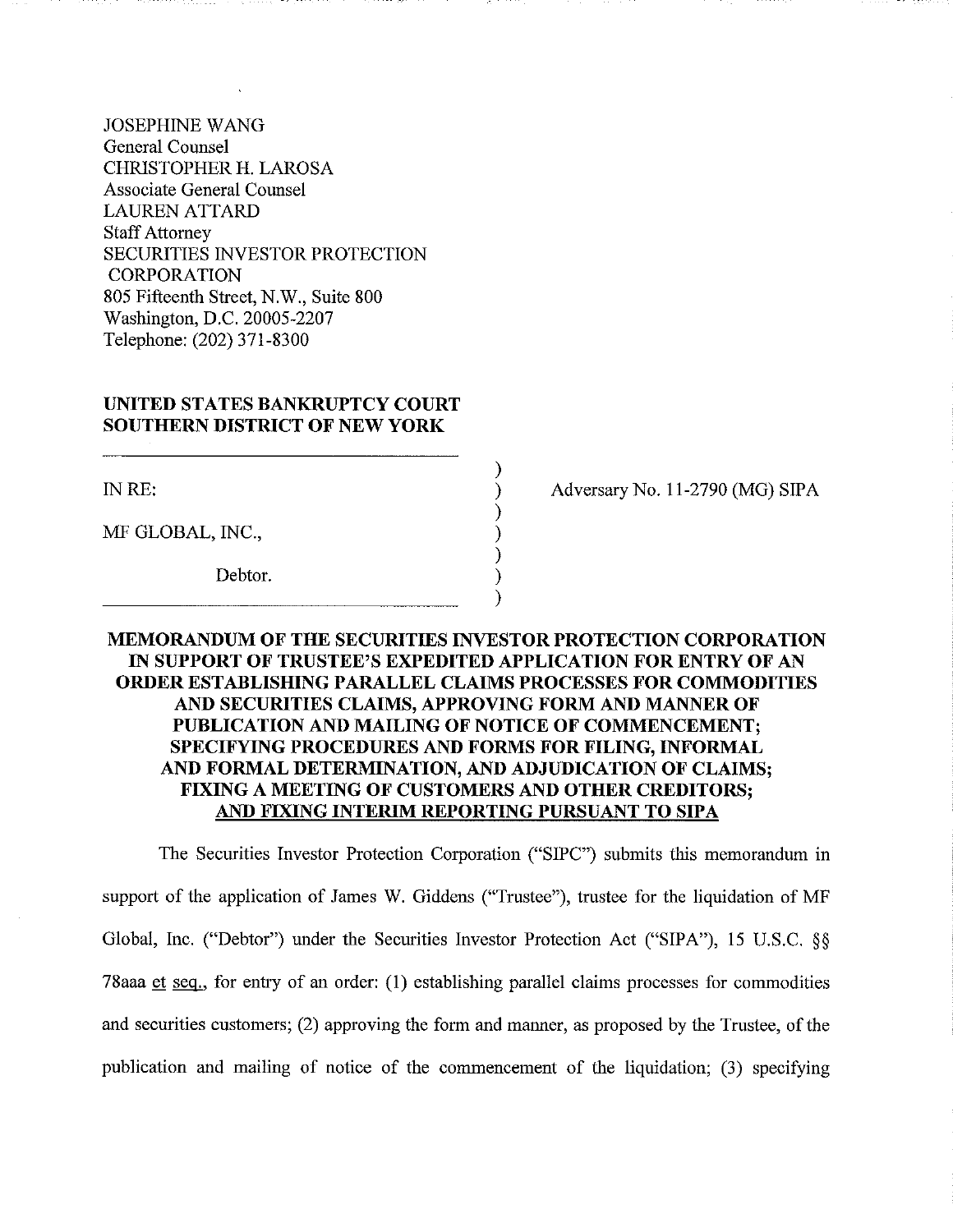JOSEPHINE WANG
General Counsel
CHRISTOPHER H. LAROSA
Associate General Counsel
LAUREN ATTARD
Staff Attorney
SECURITIES INVESTOR PROTECTION
CORPORATION
805 Fifteenth Street, N.W., Suite 800
Washington, D.C. 20005-2207
Telephone: (202) 371-8300

**UNITED STATES BANKRUPTCY COURT**
**SOUTHERN DISTRICT OF NEW YORK**

| | | |
|---|---|---|
| IN RE: | ) | Adversary No. 11-2790 (MG) SIPA |
| MF GLOBAL, INC., | ) | |
| Debtor. | ) | |

**MEMORANDUM OF THE SECURITIES INVESTOR PROTECTION CORPORATION IN SUPPORT OF TRUSTEE'S EXPEDITED APPLICATION FOR ENTRY OF AN ORDER ESTABLISHING PARALLEL CLAIMS PROCESSES FOR COMMODITIES AND SECURITIES CLAIMS, APPROVING FORM AND MANNER OF PUBLICATION AND MAILING OF NOTICE OF COMMENCEMENT; SPECIFYING PROCEDURES AND FORMS FOR FILING, INFORMAL AND FORMAL DETERMINATION, AND ADJUDICATION OF CLAIMS; FIXING A MEETING OF CUSTOMERS AND OTHER CREDITORS; AND FIXING INTERIM REPORTING PURSUANT TO SIPA**

The Securities Investor Protection Corporation ("SIPC") submits this memorandum in support of the application of James W. Giddens ("Trustee"), trustee for the liquidation of MF Global, Inc. ("Debtor") under the Securities Investor Protection Act ("SIPA"), 15 U.S.C. §§ 78aaa et seq., for entry of an order: (1) establishing parallel claims processes for commodities and securities customers; (2) approving the form and manner, as proposed by the Trustee, of the publication and mailing of notice of the commencement of the liquidation; (3) specifying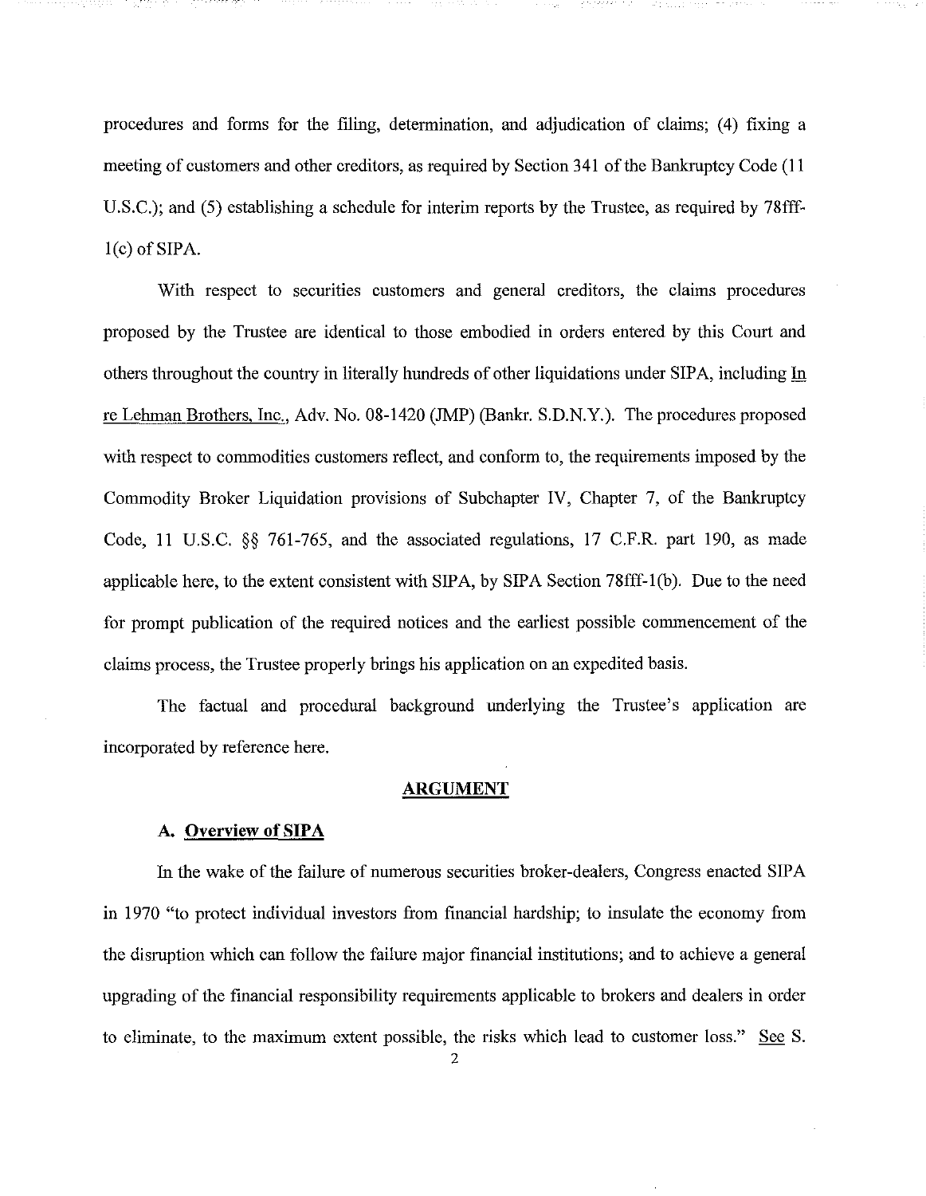procedures and forms for the filing, determination, and adjudication of claims; (4) fixing a meeting of customers and other creditors, as required by Section 341 of the Bankruptcy Code (11 U.S.C.); and (5) establishing a schedule for interim reports by the Trustee, as required by 78fff-1(c) of SIPA.

With respect to securities customers and general creditors, the claims procedures proposed by the Trustee are identical to those embodied in orders entered by this Court and others throughout the country in literally hundreds of other liquidations under SIPA, including In re Lehman Brothers, Inc., Adv. No. 08-1420 (JMP) (Bankr. S.D.N.Y.). The procedures proposed with respect to commodities customers reflect, and conform to, the requirements imposed by the Commodity Broker Liquidation provisions of Subchapter IV, Chapter 7, of the Bankruptcy Code, 11 U.S.C. §§ 761-765, and the associated regulations, 17 C.F.R. part 190, as made applicable here, to the extent consistent with SIPA, by SIPA Section 78fff-1(b). Due to the need for prompt publication of the required notices and the earliest possible commencement of the claims process, the Trustee properly brings his application on an expedited basis.

The factual and procedural background underlying the Trustee's application are incorporated by reference here.

## ARGUMENT

### A. Overview of SIPA

In the wake of the failure of numerous securities broker-dealers, Congress enacted SIPA in 1970 "to protect individual investors from financial hardship; to insulate the economy from the disruption which can follow the failure major financial institutions; and to achieve a general upgrading of the financial responsibility requirements applicable to brokers and dealers in order to eliminate, to the maximum extent possible, the risks which lead to customer loss." See S.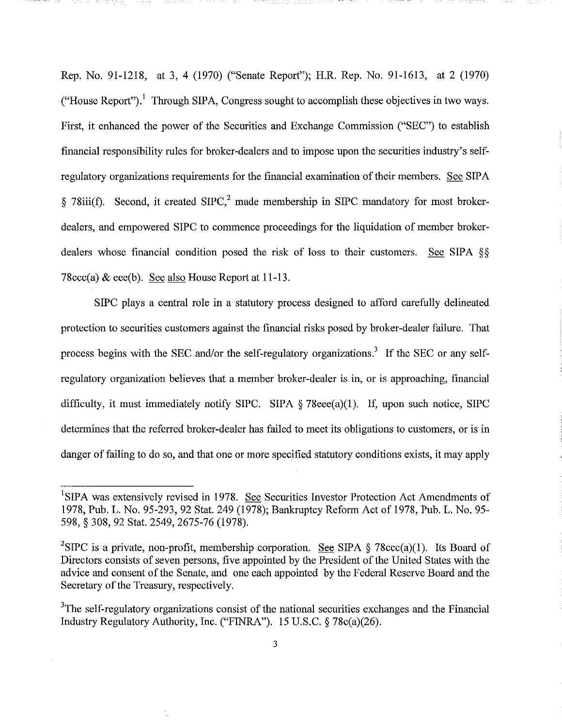Rep. No. 91-1218, at 3, 4 (1970) ("Senate Report"); H.R. Rep. No. 91-1613, at 2 (1970) ("House Report").[1] Through SIPA, Congress sought to accomplish these objectives in two ways. First, it enhanced the power of the Securities and Exchange Commission ("SEC") to establish financial responsibility rules for broker-dealers and to impose upon the securities industry's self-regulatory organizations requirements for the financial examination of their members. See SIPA § 78iii(f). Second, it created SIPC,[2] made membership in SIPC mandatory for most broker-dealers, and empowered SIPC to commence proceedings for the liquidation of member broker-dealers whose financial condition posed the risk of loss to their customers. See SIPA §§ 78ccc(a) & eee(b). See also House Report at 11-13.

SIPC plays a central role in a statutory process designed to afford carefully delineated protection to securities customers against the financial risks posed by broker-dealer failure. That process begins with the SEC and/or the self-regulatory organizations.[3] If the SEC or any self-regulatory organization believes that a member broker-dealer is in, or is approaching, financial difficulty, it must immediately notify SIPC. SIPA § 78eee(a)(1). If, upon such notice, SIPC determines that the referred broker-dealer has failed to meet its obligations to customers, or is in danger of failing to do so, and that one or more specified statutory conditions exists, it may apply

---

[1] SIPA was extensively revised in 1978. See Securities Investor Protection Act Amendments of 1978, Pub. L. No. 95-293, 92 Stat. 249 (1978); Bankruptcy Reform Act of 1978, Pub. L. No. 95-598, § 308, 92 Stat. 2549, 2675-76 (1978).

[2] SIPC is a private, non-profit, membership corporation. See SIPA § 78ccc(a)(1). Its Board of Directors consists of seven persons, five appointed by the President of the United States with the advice and consent of the Senate, and one each appointed by the Federal Reserve Board and the Secretary of the Treasury, respectively.

[3] The self-regulatory organizations consist of the national securities exchanges and the Financial Industry Regulatory Authority, Inc. ("FINRA"). 15 U.S.C. § 78c(a)(26).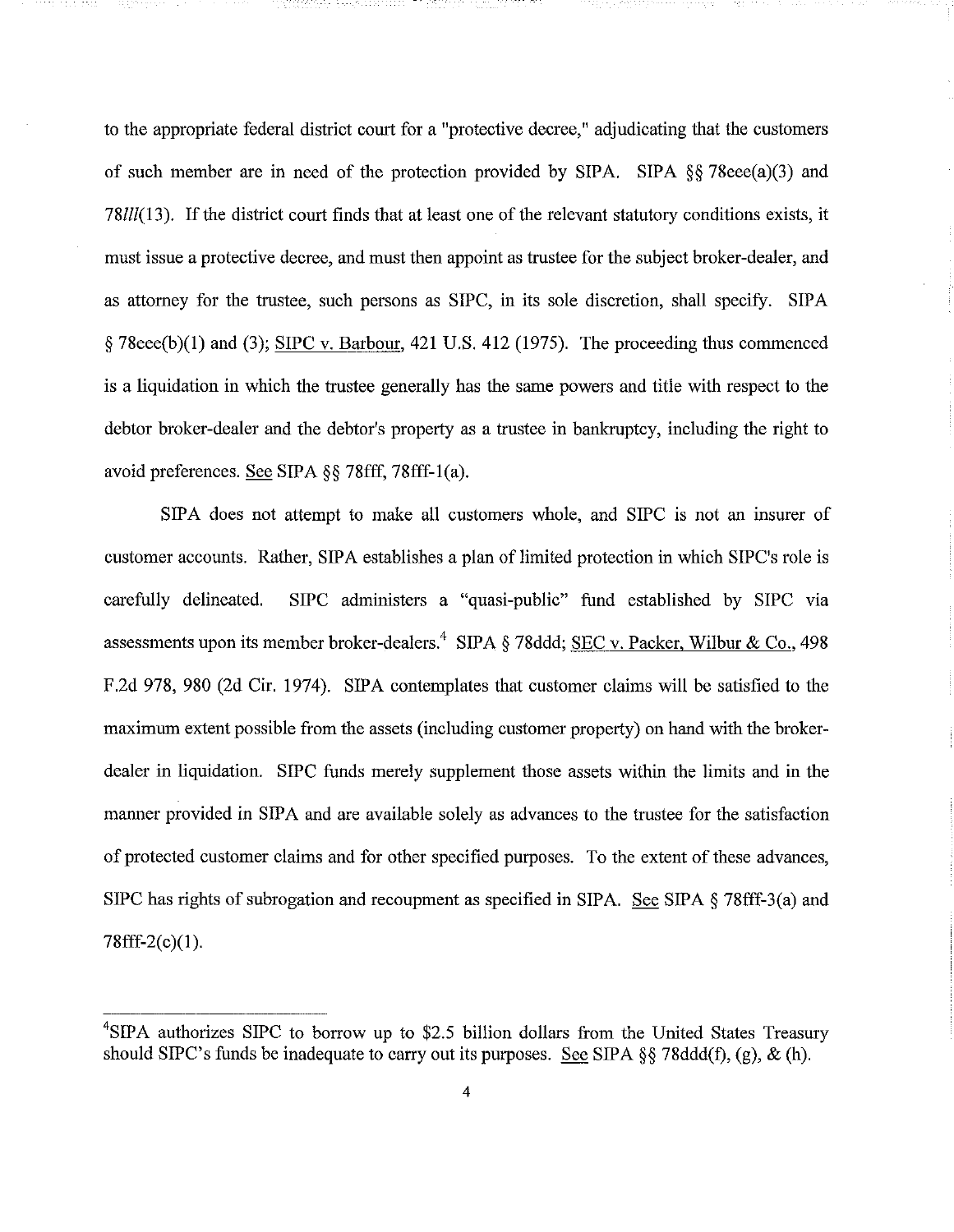to the appropriate federal district court for a "protective decree," adjudicating that the customers of such member are in need of the protection provided by SIPA. SIPA §§ 78eee(a)(3) and 78*lll*(13). If the district court finds that at least one of the relevant statutory conditions exists, it must issue a protective decree, and must then appoint as trustee for the subject broker-dealer, and as attorney for the trustee, such persons as SIPC, in its sole discretion, shall specify. SIPA § 78eee(b)(1) and (3); SIPC v. Barbour, 421 U.S. 412 (1975). The proceeding thus commenced is a liquidation in which the trustee generally has the same powers and title with respect to the debtor broker-dealer and the debtor's property as a trustee in bankruptcy, including the right to avoid preferences. See SIPA §§ 78fff, 78fff-1(a).

SIPA does not attempt to make all customers whole, and SIPC is not an insurer of customer accounts. Rather, SIPA establishes a plan of limited protection in which SIPC's role is carefully delineated. SIPC administers a "quasi-public" fund established by SIPC via assessments upon its member broker-dealers.[4] SIPA § 78ddd; SEC v. Packer, Wilbur & Co., 498 F.2d 978, 980 (2d Cir. 1974). SIPA contemplates that customer claims will be satisfied to the maximum extent possible from the assets (including customer property) on hand with the broker-dealer in liquidation. SIPC funds merely supplement those assets within the limits and in the manner provided in SIPA and are available solely as advances to the trustee for the satisfaction of protected customer claims and for other specified purposes. To the extent of these advances, SIPC has rights of subrogation and recoupment as specified in SIPA. See SIPA § 78fff-3(a) and 78fff-2(c)(1).

---

[4]SIPA authorizes SIPC to borrow up to $2.5 billion dollars from the United States Treasury should SIPC's funds be inadequate to carry out its purposes. See SIPA §§ 78ddd(f), (g), & (h).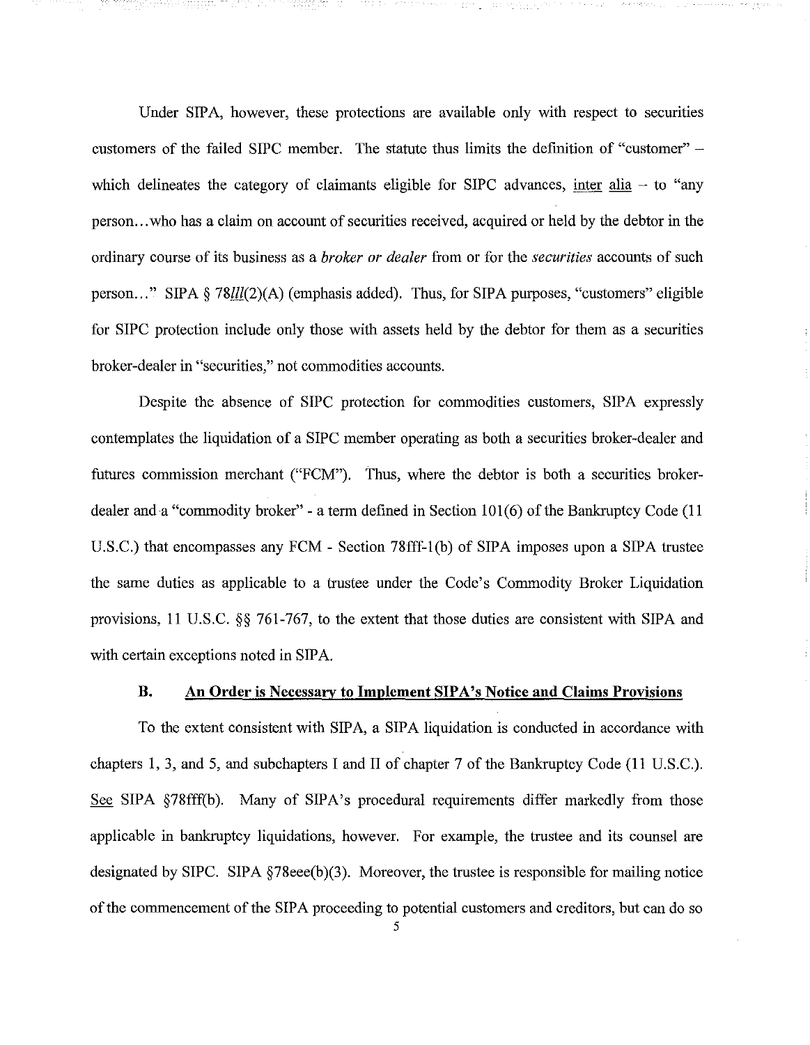Under SIPA, however, these protections are available only with respect to securities customers of the failed SIPC member. The statute thus limits the definition of "customer" – which delineates the category of claimants eligible for SIPC advances, inter alia – to "any person…who has a claim on account of securities received, acquired or held by the debtor in the ordinary course of its business as a *broker or dealer* from or for the *securities* accounts of such person…" SIPA § 78*lll*(2)(A) (emphasis added). Thus, for SIPA purposes, "customers" eligible for SIPC protection include only those with assets held by the debtor for them as a securities broker-dealer in "securities," not commodities accounts.

Despite the absence of SIPC protection for commodities customers, SIPA expressly contemplates the liquidation of a SIPC member operating as both a securities broker-dealer and futures commission merchant ("FCM"). Thus, where the debtor is both a securities broker-dealer and a "commodity broker" - a term defined in Section 101(6) of the Bankruptcy Code (11 U.S.C.) that encompasses any FCM - Section 78fff-1(b) of SIPA imposes upon a SIPA trustee the same duties as applicable to a trustee under the Code's Commodity Broker Liquidation provisions, 11 U.S.C. §§ 761-767, to the extent that those duties are consistent with SIPA and with certain exceptions noted in SIPA.

### B. An Order is Necessary to Implement SIPA's Notice and Claims Provisions

To the extent consistent with SIPA, a SIPA liquidation is conducted in accordance with chapters 1, 3, and 5, and subchapters I and II of chapter 7 of the Bankruptcy Code (11 U.S.C.). See SIPA §78fff(b). Many of SIPA's procedural requirements differ markedly from those applicable in bankruptcy liquidations, however. For example, the trustee and its counsel are designated by SIPC. SIPA §78eee(b)(3). Moreover, the trustee is responsible for mailing notice of the commencement of the SIPA proceeding to potential customers and creditors, but can do so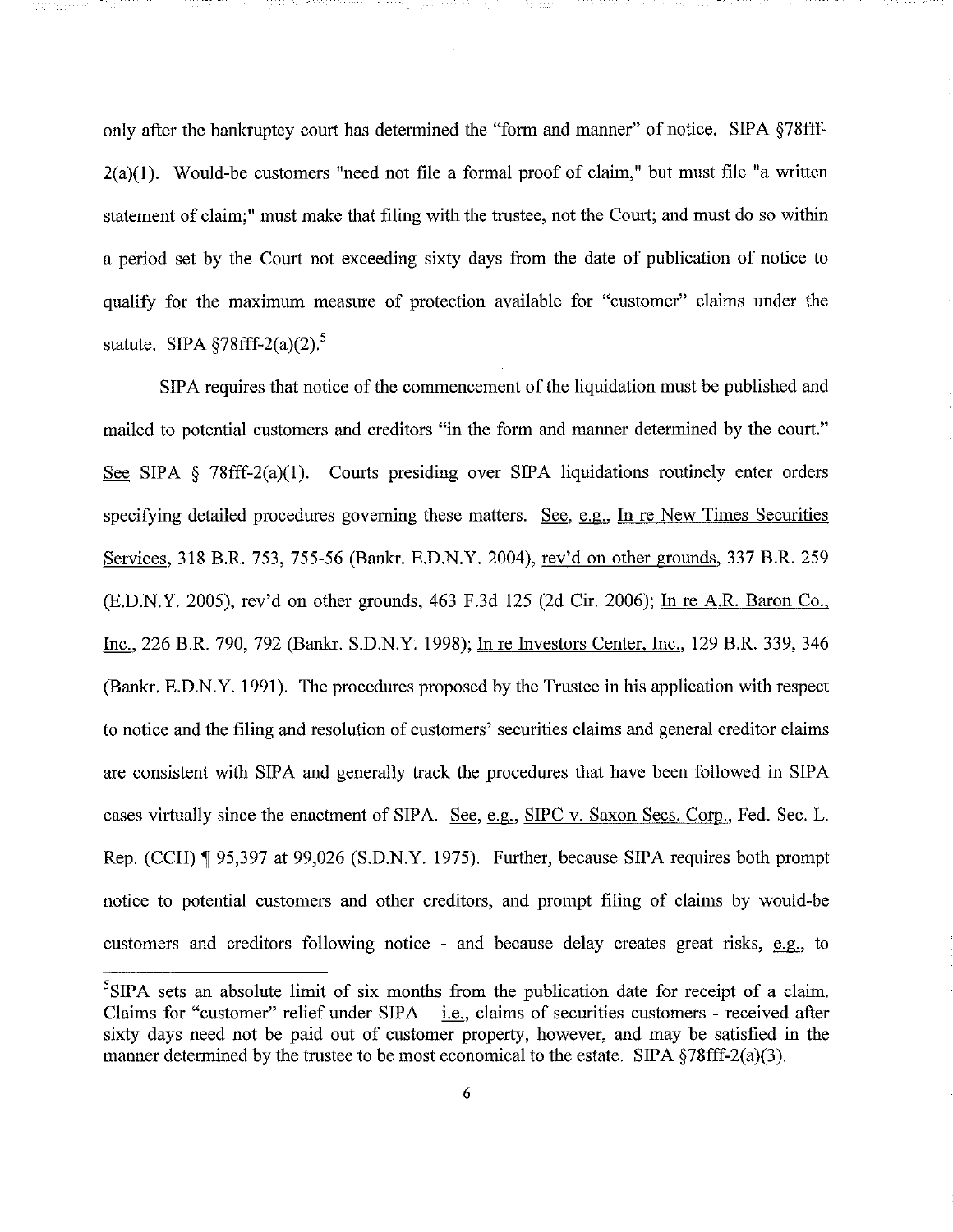only after the bankruptcy court has determined the "form and manner" of notice. SIPA §78fff-2(a)(1). Would-be customers "need not file a formal proof of claim," but must file "a written statement of claim;" must make that filing with the trustee, not the Court; and must do so within a period set by the Court not exceeding sixty days from the date of publication of notice to qualify for the maximum measure of protection available for "customer" claims under the statute. SIPA §78fff-2(a)(2).[5]

SIPA requires that notice of the commencement of the liquidation must be published and mailed to potential customers and creditors "in the form and manner determined by the court." See SIPA § 78fff-2(a)(1). Courts presiding over SIPA liquidations routinely enter orders specifying detailed procedures governing these matters. See, e.g., In re New Times Securities Services, 318 B.R. 753, 755-56 (Bankr. E.D.N.Y. 2004), rev'd on other grounds, 337 B.R. 259 (E.D.N.Y. 2005), rev'd on other grounds, 463 F.3d 125 (2d Cir. 2006); In re A.R. Baron Co., Inc., 226 B.R. 790, 792 (Bankr. S.D.N.Y. 1998); In re Investors Center, Inc., 129 B.R. 339, 346 (Bankr. E.D.N.Y. 1991). The procedures proposed by the Trustee in his application with respect to notice and the filing and resolution of customers' securities claims and general creditor claims are consistent with SIPA and generally track the procedures that have been followed in SIPA cases virtually since the enactment of SIPA. See, e.g., SIPC v. Saxon Secs. Corp., Fed. Sec. L. Rep. (CCH) ¶ 95,397 at 99,026 (S.D.N.Y. 1975). Further, because SIPA requires both prompt notice to potential customers and other creditors, and prompt filing of claims by would-be customers and creditors following notice - and because delay creates great risks, e.g., to

---

[5]SIPA sets an absolute limit of six months from the publication date for receipt of a claim. Claims for "customer" relief under SIPA – i.e., claims of securities customers - received after sixty days need not be paid out of customer property, however, and may be satisfied in the manner determined by the trustee to be most economical to the estate. SIPA §78fff-2(a)(3).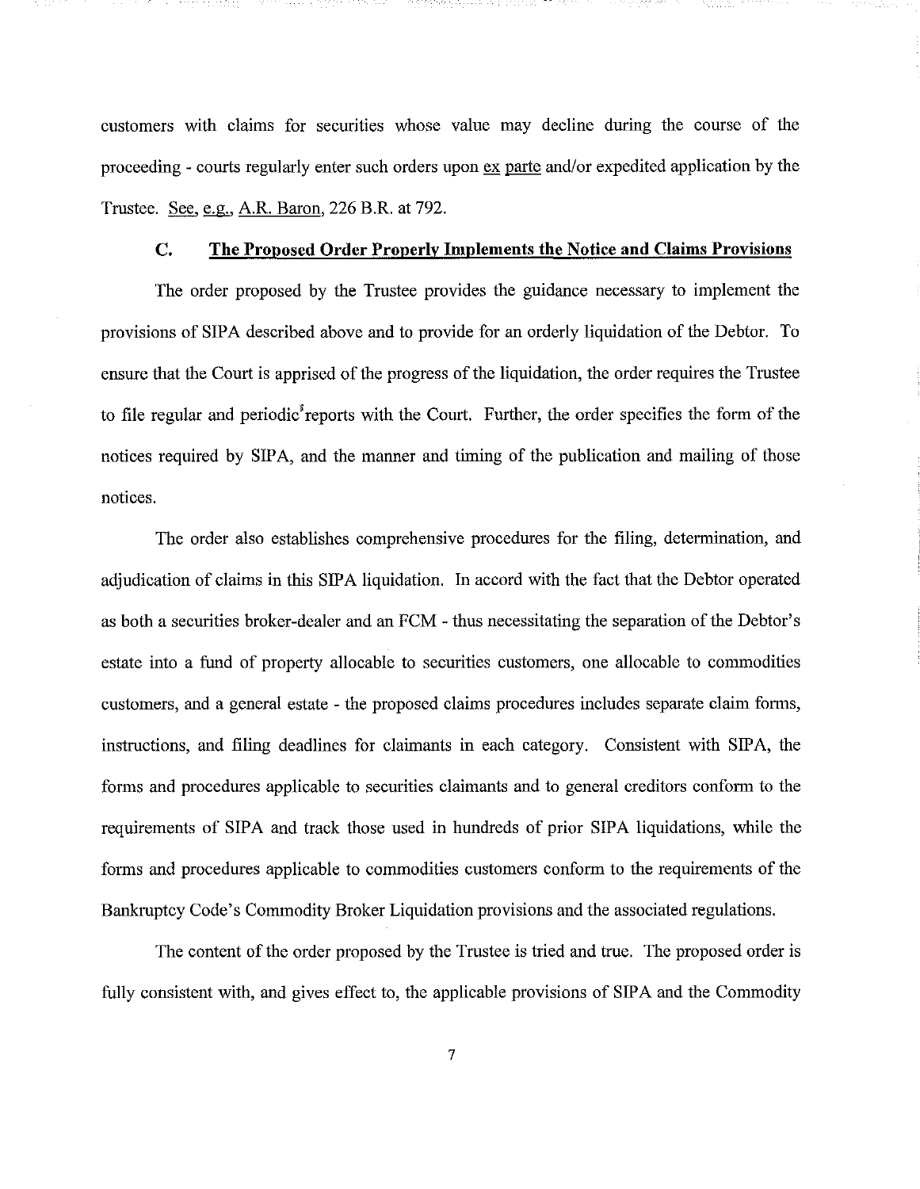customers with claims for securities whose value may decline during the course of the proceeding - courts regularly enter such orders upon ex parte and/or expedited application by the Trustee. See, e.g., A.R. Baron, 226 B.R. at 792.

### C. **The Proposed Order Properly Implements the Notice and Claims Provisions**

The order proposed by the Trustee provides the guidance necessary to implement the provisions of SIPA described above and to provide for an orderly liquidation of the Debtor. To ensure that the Court is apprised of the progress of the liquidation, the order requires the Trustee to file regular and periodic reports with the Court. Further, the order specifies the form of the notices required by SIPA, and the manner and timing of the publication and mailing of those notices.

The order also establishes comprehensive procedures for the filing, determination, and adjudication of claims in this SIPA liquidation. In accord with the fact that the Debtor operated as both a securities broker-dealer and an FCM - thus necessitating the separation of the Debtor's estate into a fund of property allocable to securities customers, one allocable to commodities customers, and a general estate - the proposed claims procedures includes separate claim forms, instructions, and filing deadlines for claimants in each category. Consistent with SIPA, the forms and procedures applicable to securities claimants and to general creditors conform to the requirements of SIPA and track those used in hundreds of prior SIPA liquidations, while the forms and procedures applicable to commodities customers conform to the requirements of the Bankruptcy Code's Commodity Broker Liquidation provisions and the associated regulations.

The content of the order proposed by the Trustee is tried and true. The proposed order is fully consistent with, and gives effect to, the applicable provisions of SIPA and the Commodity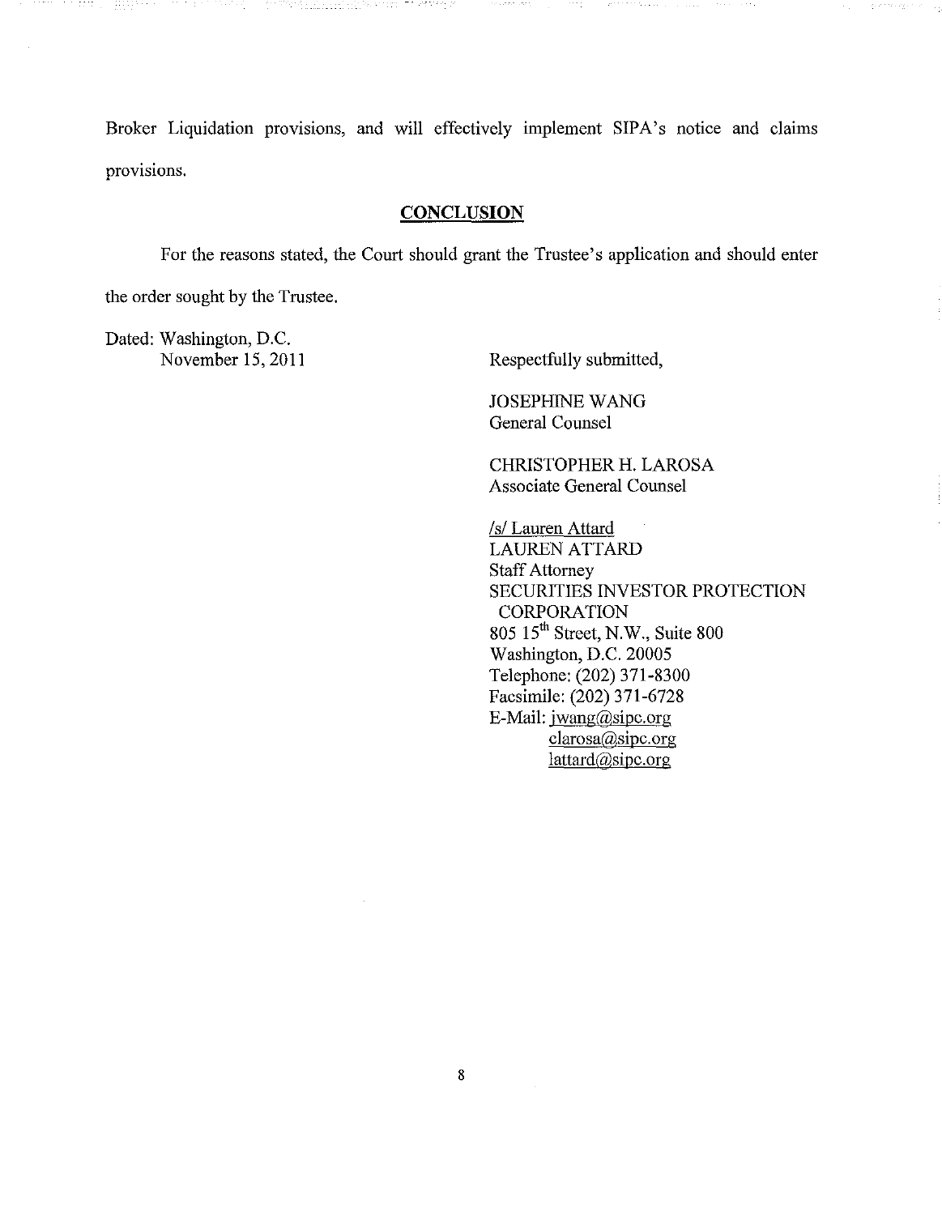Broker Liquidation provisions, and will effectively implement SIPA's notice and claims provisions.

## CONCLUSION

For the reasons stated, the Court should grant the Trustee's application and should enter the order sought by the Trustee.

Dated: Washington, D.C.
November 15, 2011

Respectfully submitted,

JOSEPHINE WANG
General Counsel

CHRISTOPHER H. LAROSA
Associate General Counsel

/s/ Lauren Attard
LAUREN ATTARD
Staff Attorney
SECURITIES INVESTOR PROTECTION CORPORATION
805 15th Street, N.W., Suite 800
Washington, D.C. 20005
Telephone: (202) 371-8300
Facsimile: (202) 371-6728
E-Mail: jwang@sipc.org
clarosa@sipc.org
lattard@sipc.org